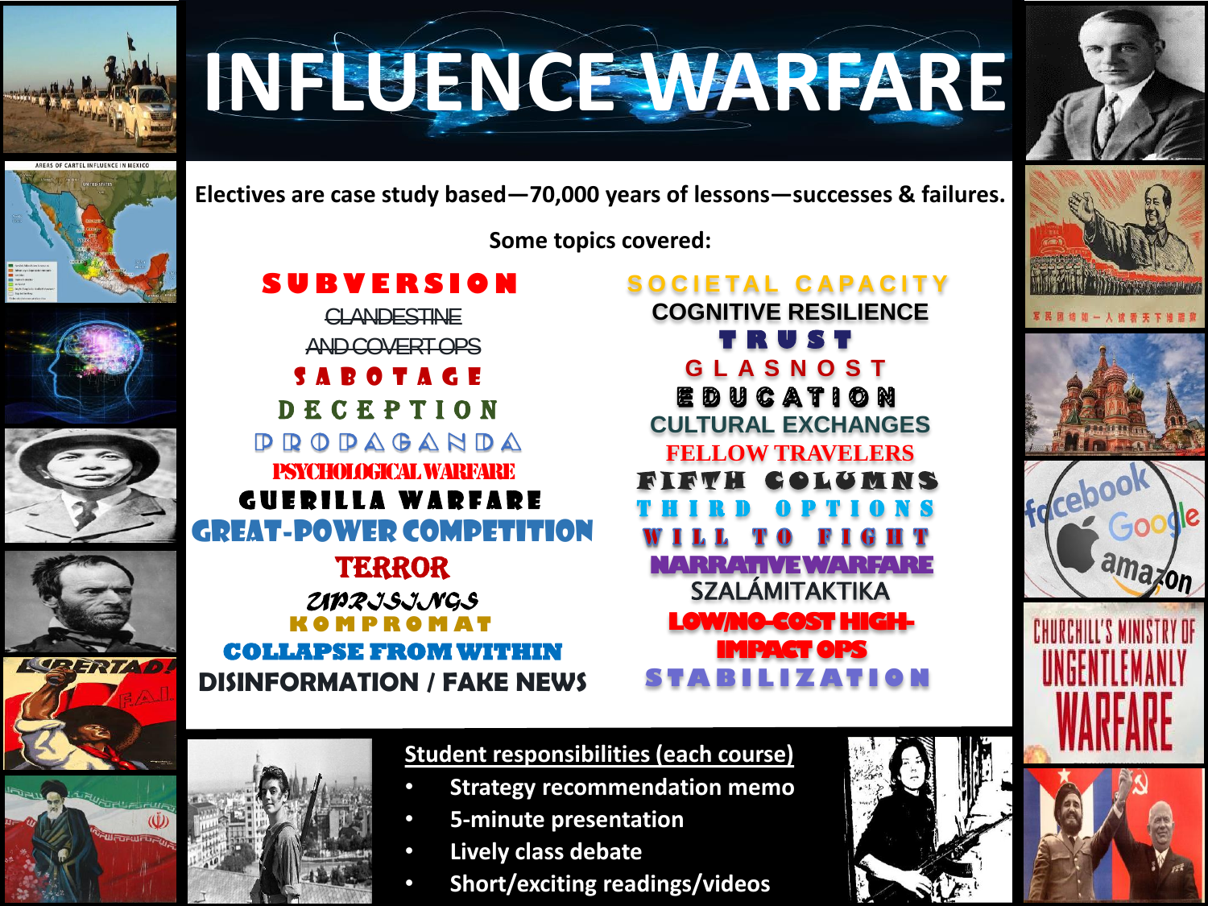# INFLUENCE WARFARE

**Electives are case study based—70,000 years of lessons—successes & failures.**

**Some topics covered:**

- SUBVERSION
- CLANDESTINE AND COVERT OPS
- SABOTAGE
- DECEPTION
- PROPAGANDA
- PSYCHOLOGICAL WARFARE
- GUERILLA WARFARE
- GREAT-POWER COMPETITION
- TERROR
- UPRISINGS
- KOMPROMAT
- COLLAPSE FROM WITHIN
- DISINFORMATION / FAKE NEWS

- SOCIETAL CAPACITY
- COGNITIVE RESILIENCE
- TRUST
- GLASNOST
- EDUCATION
- CULTURAL EXCHANGES
- FELLOW TRAVELERS
- FIFTH COLUMNS
- THIRD OPTIONS
- WILL TO FIGHT
- NARRATIVE WARFARE
- SZALÁMITAKTIKA
- LOW/NO-COST HIGH-IMPACT OPS
- STABILIZATION

**Student responsibilities (each course)**

- Strategy recommendation memo
- 5-minute presentation
- Lively class debate
- Short/exciting readings/videos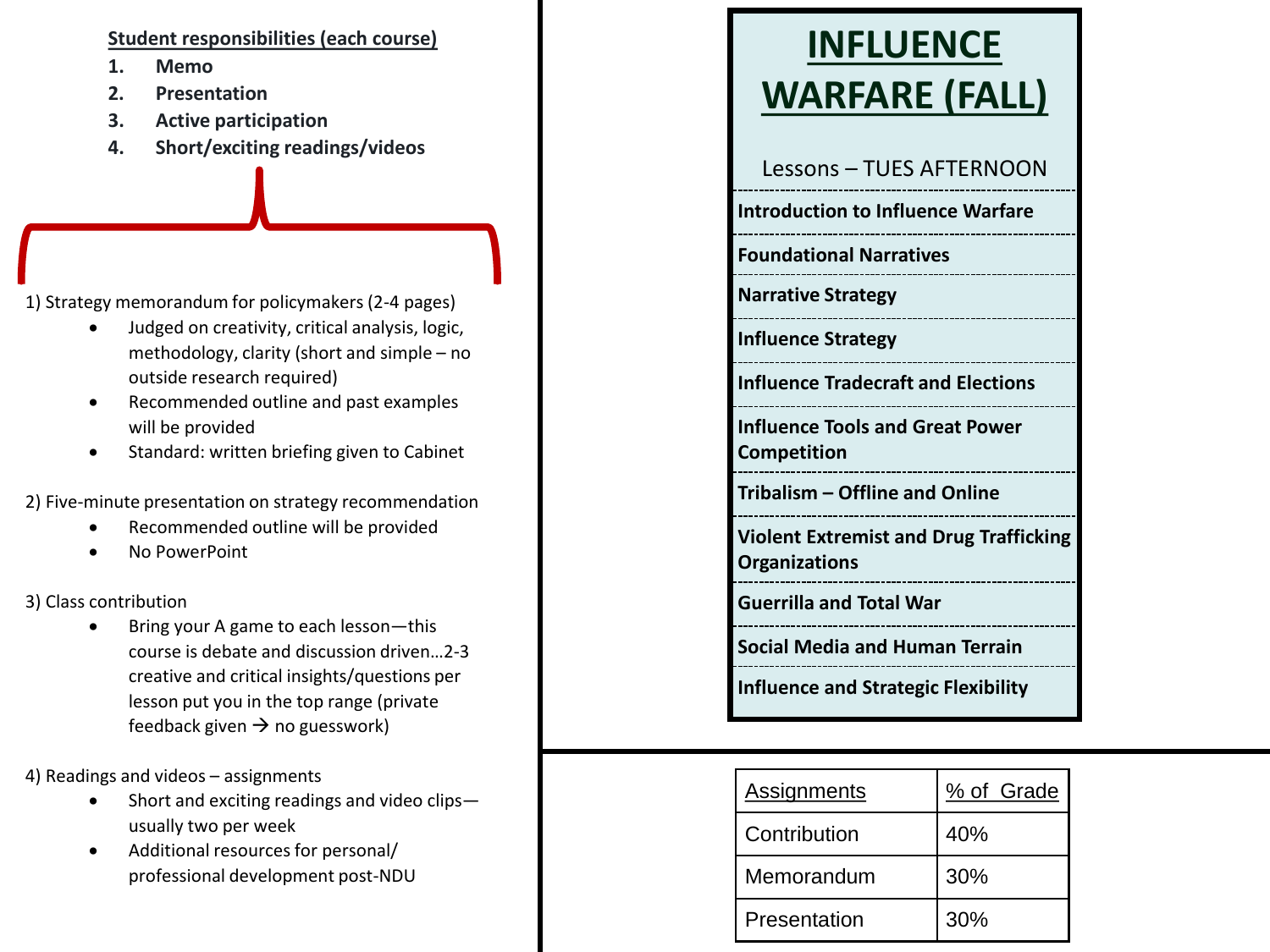**Student responsibilities (each course)**

1. **Memo**
2. **Presentation**
3. **Active participation**
4. **Short/exciting readings/videos**

1) Strategy memorandum for policymakers (2-4 pages)

- Judged on creativity, critical analysis, logic, methodology, clarity (short and simple – no outside research required)
- Recommended outline and past examples will be provided
- Standard: written briefing given to Cabinet

2) Five-minute presentation on strategy recommendation

- Recommended outline will be provided
- No PowerPoint

3) Class contribution

- Bring your A game to each lesson—this course is debate and discussion driven…2-3 creative and critical insights/questions per lesson put you in the top range (private feedback given → no guesswork)

4) Readings and videos – assignments

- Short and exciting readings and video clips—usually two per week
- Additional resources for personal/ professional development post-NDU

# INFLUENCE WARFARE (FALL)

Lessons – TUES AFTERNOON

- **Introduction to Influence Warfare**
- **Foundational Narratives**
- **Narrative Strategy**
- **Influence Strategy**
- **Influence Tradecraft and Elections**
- **Influence Tools and Great Power Competition**
- **Tribalism – Offline and Online**
- **Violent Extremist and Drug Trafficking Organizations**
- **Guerrilla and Total War**
- **Social Media and Human Terrain**
- **Influence and Strategic Flexibility**

| Assignments | % of Grade |
|---|---|
| Contribution | 40% |
| Memorandum | 30% |
| Presentation | 30% |